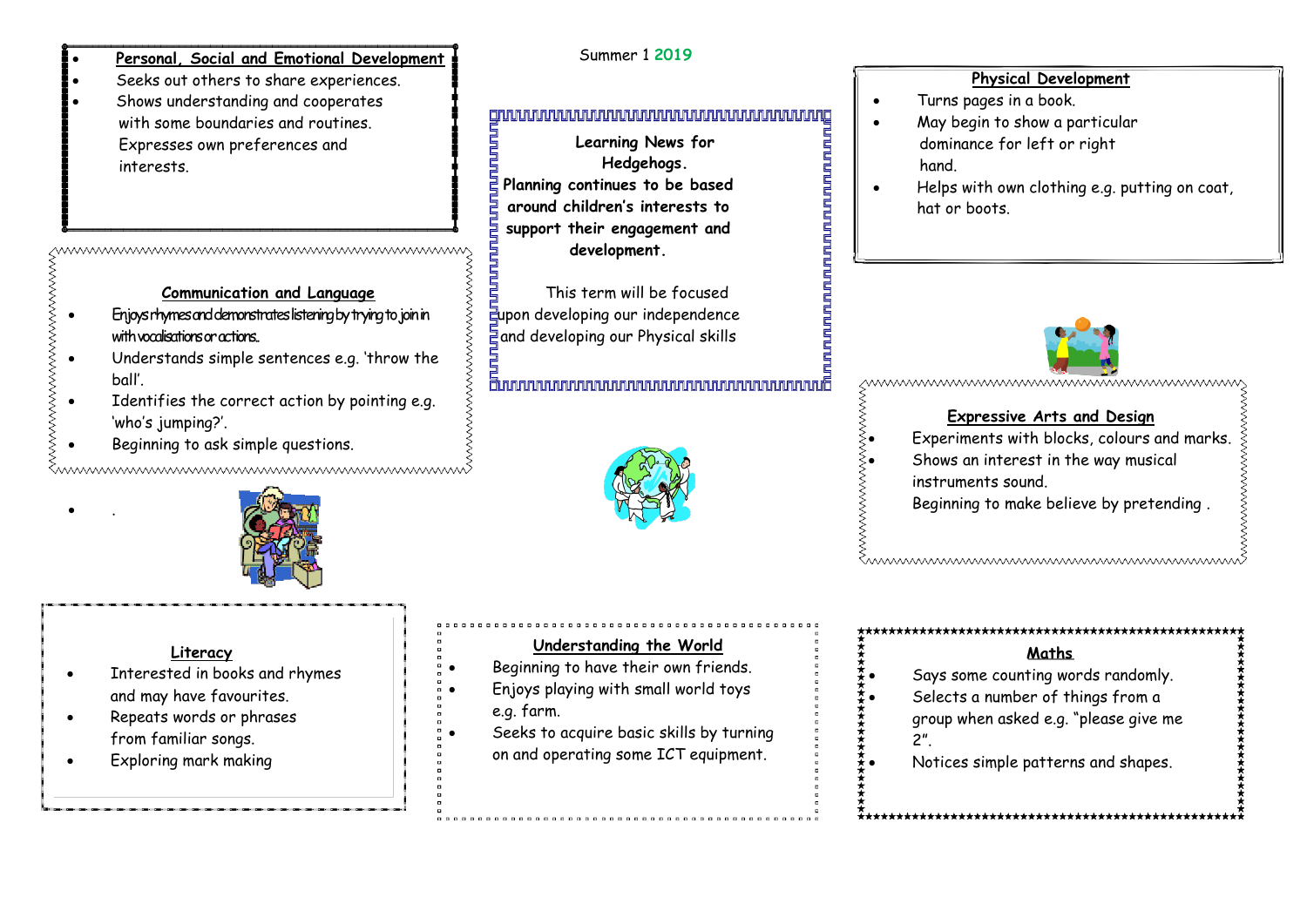Summer 1 2019

**Learning News for Hedgehogs.**
**Planning continues to be based around children's interests to support their engagement and development.**

This term will be focused upon developing our independence and developing our Physical skills

## Personal, Social and Emotional Development

- Seeks out others to share experiences.
- Shows understanding and cooperates with some boundaries and routines.
- Expresses own preferences and interests.

## Communication and Language

- Enjoys rhymes and demonstrates listening by trying to join in with vocalisations or actions.
- Understands simple sentences e.g. 'throw the ball'.
- Identifies the correct action by pointing e.g. 'who's jumping?'.
- Beginning to ask simple questions.

## Physical Development

- Turns pages in a book.
- May begin to show a particular dominance for left or right hand.
- Helps with own clothing e.g. putting on coat, hat or boots.

## Expressive Arts and Design

- Experiments with blocks, colours and marks.
- Shows an interest in the way musical instruments sound.
- Beginning to make believe by pretending .

## Literacy

- Interested in books and rhymes and may have favourites.
- Repeats words or phrases from familiar songs.
- Exploring mark making

## Understanding the World

- Beginning to have their own friends.
- Enjoys playing with small world toys e.g. farm.
- Seeks to acquire basic skills by turning on and operating some ICT equipment.

## Maths

- Says some counting words randomly.
- Selects a number of things from a group when asked e.g. "please give me 2".
- Notices simple patterns and shapes.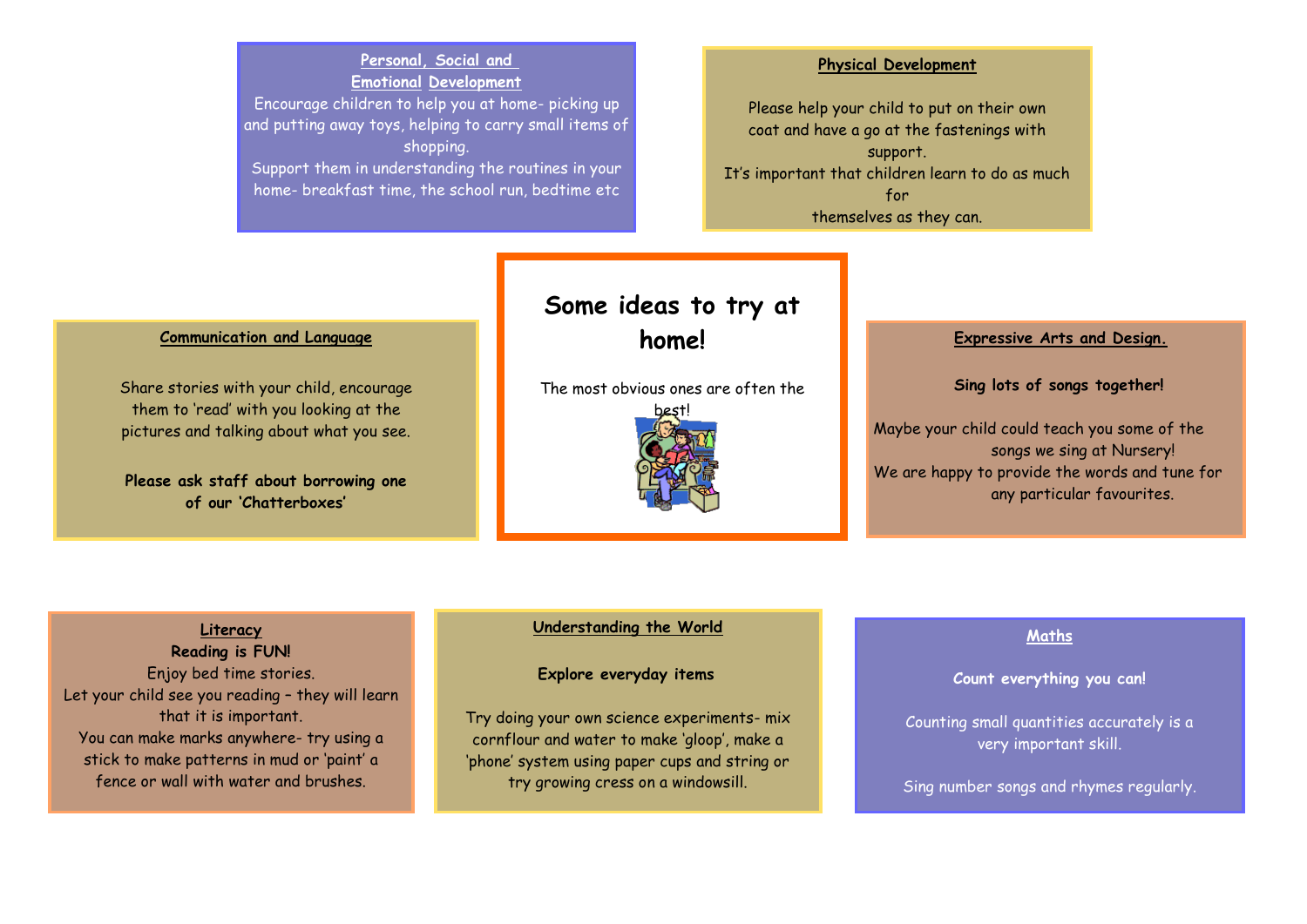# Some ideas to try at home!

The most obvious ones are often the best!

## Personal, Social and Emotional Development

Encourage children to help you at home- picking up and putting away toys, helping to carry small items of shopping.

Support them in understanding the routines in your home- breakfast time, the school run, bedtime etc

## Physical Development

Please help your child to put on their own coat and have a go at the fastenings with support.

It's important that children learn to do as much for themselves as they can.

## Communication and Language

Share stories with your child, encourage them to 'read' with you looking at the pictures and talking about what you see.

**Please ask staff about borrowing one of our 'Chatterboxes'**

## Expressive Arts and Design.

**Sing lots of songs together!**

Maybe your child could teach you some of the songs we sing at Nursery!

We are happy to provide the words and tune for any particular favourites.

## Literacy

**Reading is FUN!**

Enjoy bed time stories.

Let your child see you reading – they will learn that it is important.

You can make marks anywhere- try using a stick to make patterns in mud or 'paint' a fence or wall with water and brushes.

## Understanding the World

**Explore everyday items**

Try doing your own science experiments- mix cornflour and water to make 'gloop', make a 'phone' system using paper cups and string or try growing cress on a windowsill.

## Maths

**Count everything you can!**

Counting small quantities accurately is a very important skill.

Sing number songs and rhymes regularly.